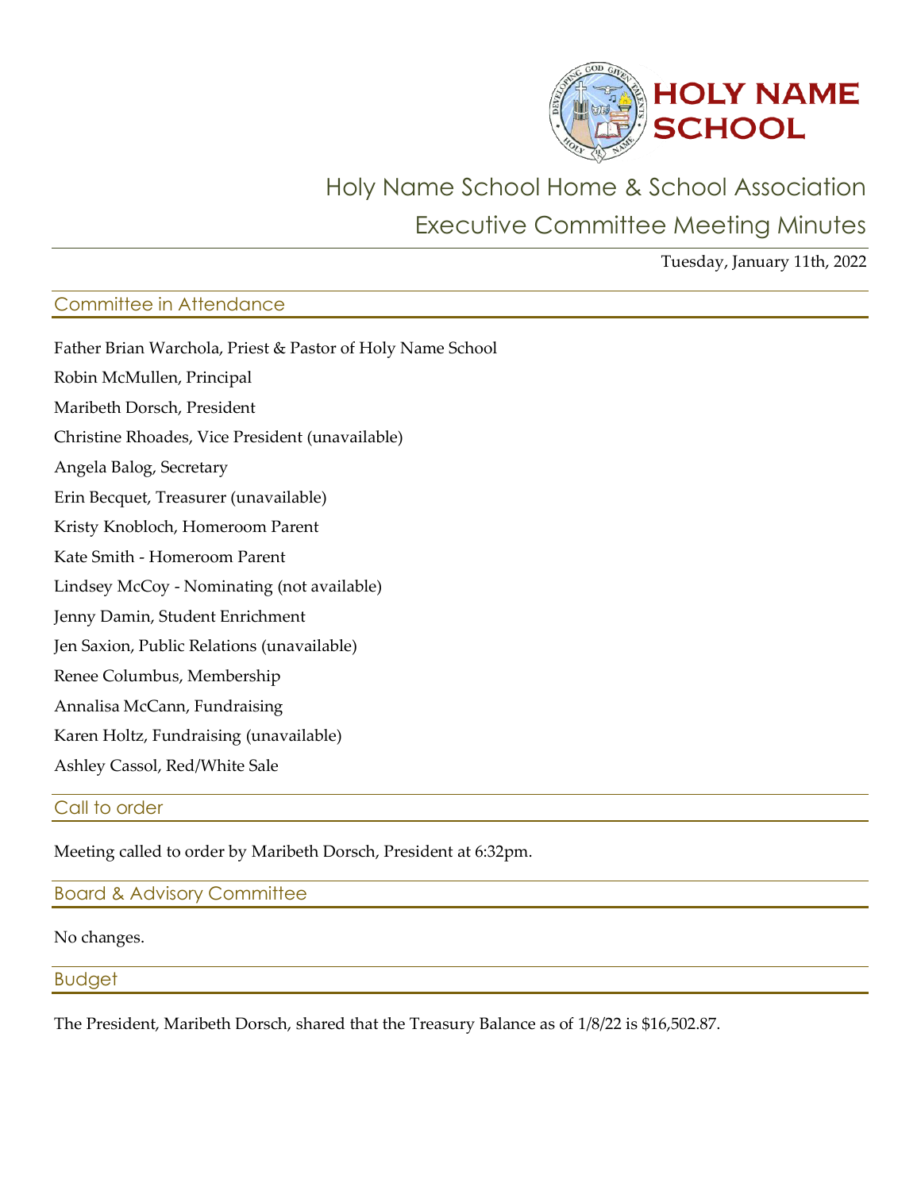# HOLY NAME SCHOOL

## Holy Name School Home & School Association

## Executive Committee Meeting Minutes

Tuesday, January 11th, 2022

### Committee in Attendance

Father Brian Warchola, Priest & Pastor of Holy Name School

Robin McMullen, Principal

Maribeth Dorsch, President

Christine Rhoades, Vice President (unavailable)

Angela Balog, Secretary

Erin Becquet, Treasurer (unavailable)

Kristy Knobloch, Homeroom Parent

Kate Smith - Homeroom Parent

Lindsey McCoy - Nominating (not available)

Jenny Damin, Student Enrichment

Jen Saxion, Public Relations (unavailable)

Renee Columbus, Membership

Annalisa McCann, Fundraising

Karen Holtz, Fundraising (unavailable)

Ashley Cassol, Red/White Sale

### Call to order

Meeting called to order by Maribeth Dorsch, President at 6:32pm.

### Board & Advisory Committee

No changes.

### Budget

The President, Maribeth Dorsch, shared that the Treasury Balance as of 1/8/22 is $16,502.87.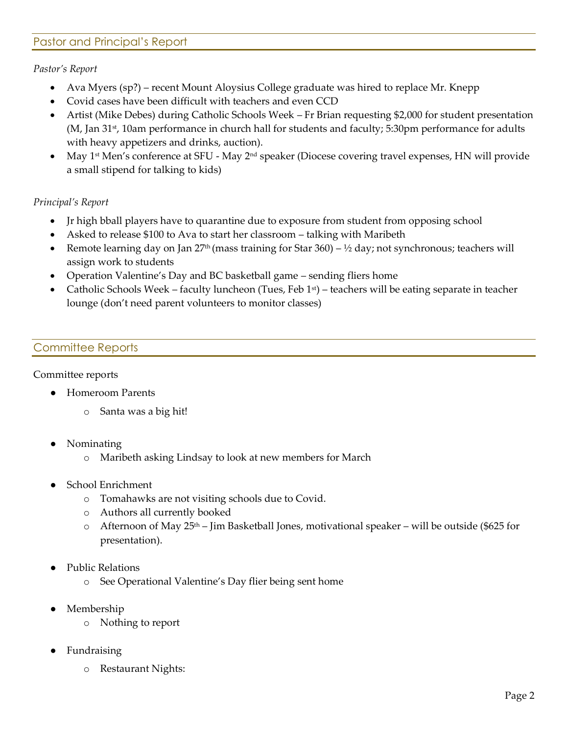## Pastor and Principal's Report

*Pastor's Report*

- Ava Myers (sp?) – recent Mount Aloysius College graduate was hired to replace Mr. Knepp
- Covid cases have been difficult with teachers and even CCD
- Artist (Mike Debes) during Catholic Schools Week – Fr Brian requesting $2,000 for student presentation (M, Jan 31st, 10am performance in church hall for students and faculty; 5:30pm performance for adults with heavy appetizers and drinks, auction).
- May 1st Men's conference at SFU - May 2nd speaker (Diocese covering travel expenses, HN will provide a small stipend for talking to kids)

*Principal's Report*

- Jr high bball players have to quarantine due to exposure from student from opposing school
- Asked to release $100 to Ava to start her classroom – talking with Maribeth
- Remote learning day on Jan 27th (mass training for Star 360) – ½ day; not synchronous; teachers will assign work to students
- Operation Valentine's Day and BC basketball game – sending fliers home
- Catholic Schools Week – faculty luncheon (Tues, Feb 1st) – teachers will be eating separate in teacher lounge (don't need parent volunteers to monitor classes)

## Committee Reports

Committee reports

- Homeroom Parents
  - Santa was a big hit!
- Nominating
  - Maribeth asking Lindsay to look at new members for March
- School Enrichment
  - Tomahawks are not visiting schools due to Covid.
  - Authors all currently booked
  - Afternoon of May 25th – Jim Basketball Jones, motivational speaker – will be outside ($625 for presentation).
- Public Relations
  - See Operational Valentine's Day flier being sent home
- Membership
  - Nothing to report
- Fundraising
  - Restaurant Nights: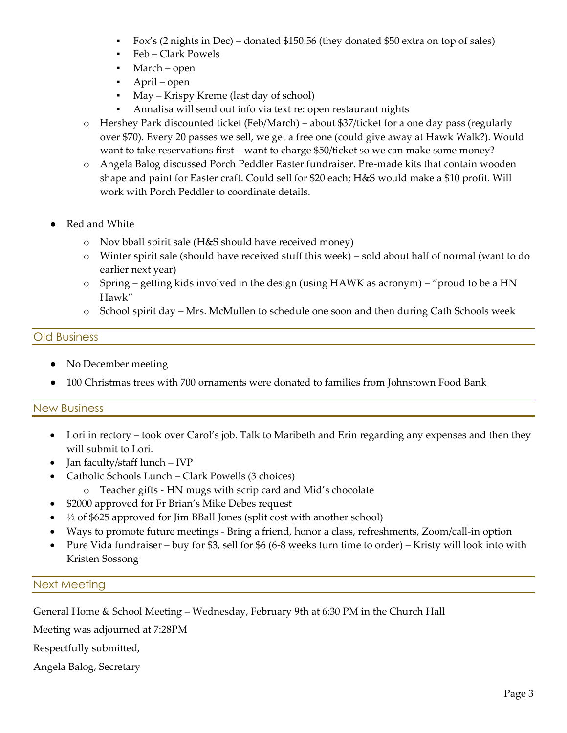- Fox's (2 nights in Dec) – donated $150.56 (they donated $50 extra on top of sales)
        - Feb – Clark Powels
        - March – open
        - April – open
        - May – Krispy Kreme (last day of school)
        - Annalisa will send out info via text re: open restaurant nights
    - Hershey Park discounted ticket (Feb/March) – about $37/ticket for a one day pass (regularly over $70). Every 20 passes we sell, we get a free one (could give away at Hawk Walk?). Would want to take reservations first – want to charge $50/ticket so we can make some money?
    - Angela Balog discussed Porch Peddler Easter fundraiser. Pre-made kits that contain wooden shape and paint for Easter craft. Could sell for $20 each; H&S would make a $10 profit. Will work with Porch Peddler to coordinate details.

- Red and White
    - Nov bball spirit sale (H&S should have received money)
    - Winter spirit sale (should have received stuff this week) – sold about half of normal (want to do earlier next year)
    - Spring – getting kids involved in the design (using HAWK as acronym) – "proud to be a HN Hawk"
    - School spirit day – Mrs. McMullen to schedule one soon and then during Cath Schools week

## Old Business

- No December meeting
- 100 Christmas trees with 700 ornaments were donated to families from Johnstown Food Bank

## New Business

- Lori in rectory – took over Carol's job. Talk to Maribeth and Erin regarding any expenses and then they will submit to Lori.
- Jan faculty/staff lunch – IVP
- Catholic Schools Lunch – Clark Powells (3 choices)
    - Teacher gifts - HN mugs with scrip card and Mid's chocolate
- $2000 approved for Fr Brian's Mike Debes request
- ½ of $625 approved for Jim BBall Jones (split cost with another school)
- Ways to promote future meetings - Bring a friend, honor a class, refreshments, Zoom/call-in option
- Pure Vida fundraiser – buy for $3, sell for $6 (6-8 weeks turn time to order) – Kristy will look into with Kristen Sossong

## Next Meeting

General Home & School Meeting – Wednesday, February 9th at 6:30 PM in the Church Hall

Meeting was adjourned at 7:28PM

Respectfully submitted,

Angela Balog, Secretary